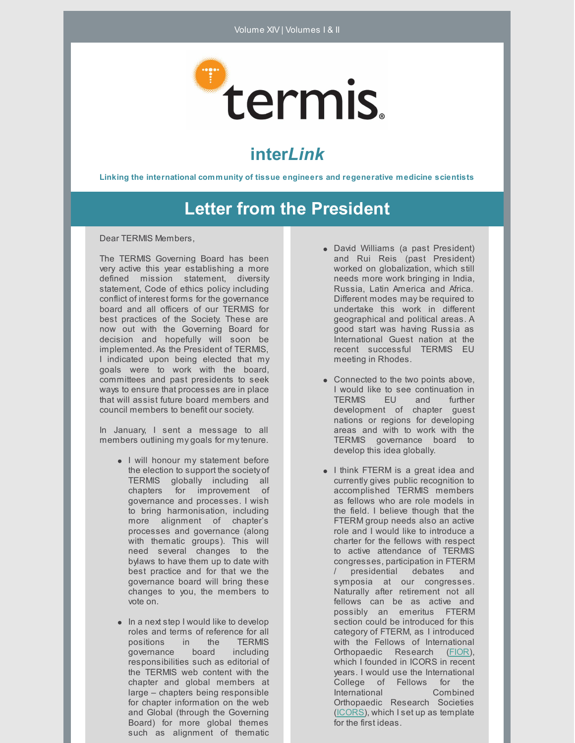Volume XIV | Volumes I & II

termis

# inter*Link*

**Linking the international community of tissue engineers and regenerative medicine scientists**

## Letter from the President

Dear TERMIS Members,

The TERMIS Governing Board has been very active this year establishing a more defined mission statement, diversity statement, Code of ethics policy including conflict of interest forms for the governance board and all officers of our TERMIS for best practices of the Society. These are now out with the Governing Board for decision and hopefully will soon be implemented. As the President of TERMIS, I indicated upon being elected that my goals were to work with the board, committees and past presidents to seek ways to ensure that processes are in place that will assist future board members and council members to benefit our society.

In January, I sent a message to all members outlining my goals for my tenure.

- I will honour my statement before the election to support the society of TERMIS globally including all chapters for improvement of governance and processes. I wish to bring harmonisation, including more alignment of chapter's processes and governance (along with thematic groups). This will need several changes to the bylaws to have them up to date with best practice and for that we the governance board will bring these changes to you, the members to vote on.
- In a next step I would like to develop roles and terms of reference for all positions in the TERMIS governance board including responsibilities such as editorial of the TERMIS web content with the chapter and global members at large – chapters being responsible for chapter information on the web and Global (through the Governing Board) for more global themes such as alignment of thematic
- David Williams (a past President) and Rui Reis (past President) worked on globalization, which still needs more work bringing in India, Russia, Latin America and Africa. Different modes may be required to undertake this work in different geographical and political areas. A good start was having Russia as International Guest nation at the recent successful TERMIS EU meeting in Rhodes.
- Connected to the two points above, I would like to see continuation in TERMIS EU and further development of chapter guest nations or regions for developing areas and with to work with the TERMIS governance board to develop this idea globally.
- I think FTERM is a great idea and currently gives public recognition to accomplished TERMIS members as fellows who are role models in the field. I believe though that the FTERM group needs also an active role and I would like to introduce a charter for the fellows with respect to active attendance of TERMIS congresses, participation in FTERM / presidential debates and symposia at our congresses. Naturally after retirement not all fellows can be as active and possibly an emeritus FTERM section could be introduced for this category of FTERM, as I introduced with the Fellows of International Orthopaedic Research (FIOR), which I founded in ICORS in recent years. I would use the International College of Fellows for the International Combined Orthopaedic Research Societies (ICORS), which I set up as template for the first ideas.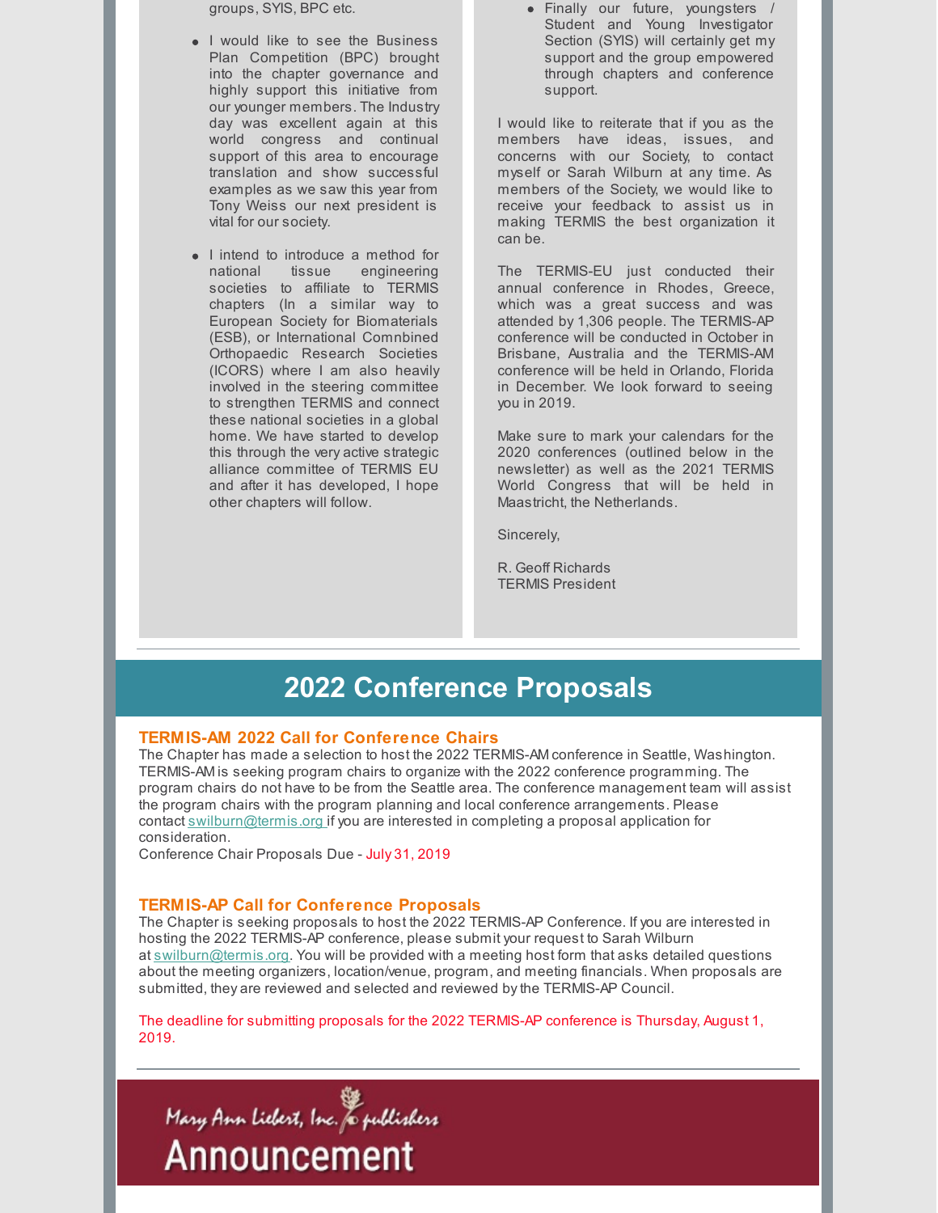groups, SYIS, BPC etc.

- I would like to see the Business Plan Competition (BPC) brought into the chapter governance and highly support this initiative from our younger members. The Industry day was excellent again at this world congress and continual support of this area to encourage translation and show successful examples as we saw this year from Tony Weiss our next president is vital for our society.

- I intend to introduce a method for national tissue engineering societies to affiliate to TERMIS chapters (In a similar way to European Society for Biomaterials (ESB), or International Comnbined Orthopaedic Research Societies (ICORS) where I am also heavily involved in the steering committee to strengthen TERMIS and connect these national societies in a global home. We have started to develop this through the very active strategic alliance committee of TERMIS EU and after it has developed, I hope other chapters will follow.

- Finally our future, youngsters / Student and Young Investigator Section (SYIS) will certainly get my support and the group empowered through chapters and conference support.

I would like to reiterate that if you as the members have ideas, issues, and concerns with our Society, to contact myself or Sarah Wilburn at any time. As members of the Society, we would like to receive your feedback to assist us in making TERMIS the best organization it can be.

The TERMIS-EU just conducted their annual conference in Rhodes, Greece, which was a great success and was attended by 1,306 people. The TERMIS-AP conference will be conducted in October in Brisbane, Australia and the TERMIS-AM conference will be held in Orlando, Florida in December. We look forward to seeing you in 2019.

Make sure to mark your calendars for the 2020 conferences (outlined below in the newsletter) as well as the 2021 TERMIS World Congress that will be held in Maastricht, the Netherlands.

Sincerely,

R. Geoff Richards
TERMIS President

# 2022 Conference Proposals

### TERMIS-AM 2022 Call for Conference Chairs

The Chapter has made a selection to host the 2022 TERMIS-AM conference in Seattle, Washington. TERMIS-AM is seeking program chairs to organize with the 2022 conference programming. The program chairs do not have to be from the Seattle area. The conference management team will assist the program chairs with the program planning and local conference arrangements. Please contact swilburn@termis.org if you are interested in completing a proposal application for consideration.
Conference Chair Proposals Due - July 31, 2019

### TERMIS-AP Call for Conference Proposals

The Chapter is seeking proposals to host the 2022 TERMIS-AP Conference. If you are interested in hosting the 2022 TERMIS-AP conference, please submit your request to Sarah Wilburn at swilburn@termis.org. You will be provided with a meeting host form that asks detailed questions about the meeting organizers, location/venue, program, and meeting financials. When proposals are submitted, they are reviewed and selected and reviewed by the TERMIS-AP Council.

The deadline for submitting proposals for the 2022 TERMIS-AP conference is Thursday, August 1, 2019.

Mary Ann Liebert, Inc. publishers
Announcement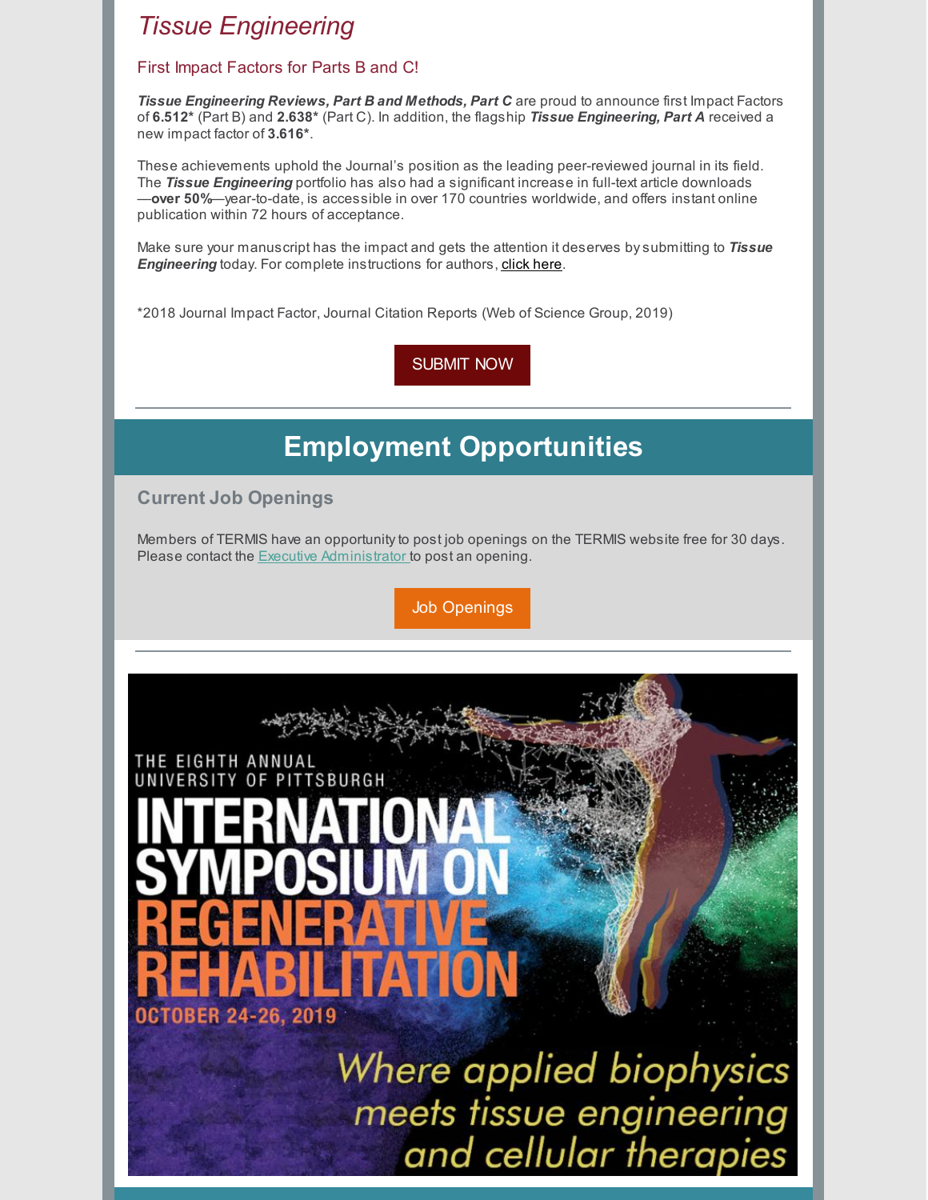# *Tissue Engineering*

### First Impact Factors for Parts B and C!

***Tissue Engineering Reviews, Part B and Methods, Part C*** are proud to announce first Impact Factors of **6.512*** (Part B) and **2.638*** (Part C). In addition, the flagship ***Tissue Engineering, Part A*** received a new impact factor of **3.616***.

These achievements uphold the Journal's position as the leading peer-reviewed journal in its field. The ***Tissue Engineering*** portfolio has also had a significant increase in full-text article downloads —**over 50%**—year-to-date, is accessible in over 170 countries worldwide, and offers instant online publication within 72 hours of acceptance.

Make sure your manuscript has the impact and gets the attention it deserves by submitting to ***Tissue Engineering*** today. For complete instructions for authors, click here.

*2018 Journal Impact Factor, Journal Citation Reports (Web of Science Group, 2019)

SUBMIT NOW

---

## Employment Opportunities

### Current Job Openings

Members of TERMIS have an opportunity to post job openings on the TERMIS website free for 30 days. Please contact the Executive Administrator to post an opening.

Job Openings

---

THE EIGHTH ANNUAL UNIVERSITY OF PITTSBURGH

INTERNATIONAL SYMPOSIUM ON REGENERATIVE REHABILITATION

OCTOBER 24-26, 2019

*Where applied biophysics meets tissue engineering and cellular therapies*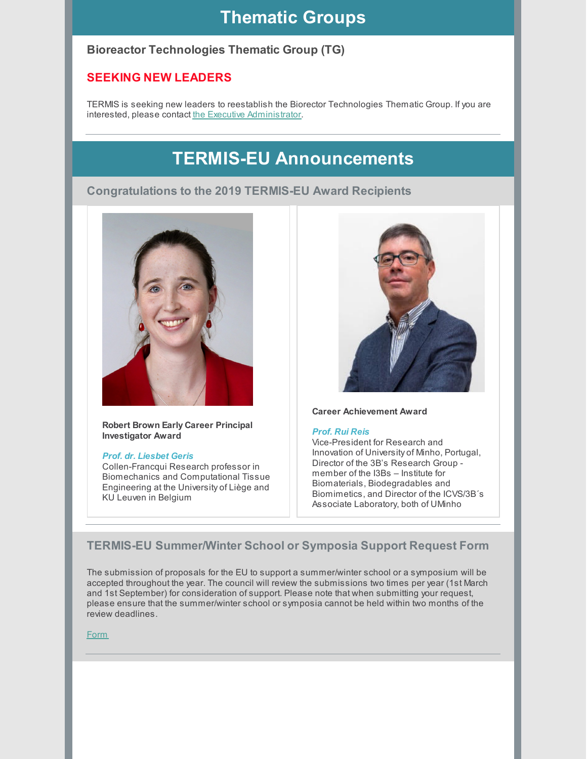# Thematic Groups

### Bioreactor Technologies Thematic Group (TG)

**SEEKING NEW LEADERS**

TERMIS is seeking new leaders to reestablish the Biorector Technologies Thematic Group. If you are interested, please contact the Executive Administrator.

---

# TERMIS-EU Announcements

## Congratulations to the 2019 TERMIS-EU Award Recipients

**Robert Brown Early Career Principal Investigator Award**

***Prof. dr. Liesbet Geris***
Collen-Francqui Research professor in Biomechanics and Computational Tissue Engineering at the University of Liège and KU Leuven in Belgium

**Career Achievement Award**

***Prof. Rui Reis***
Vice-President for Research and Innovation of University of Minho, Portugal, Director of the 3B's Research Group - member of the I3Bs – Institute for Biomaterials, Biodegradables and Biomimetics, and Director of the ICVS/3B´s Associate Laboratory, both of UMinho

---

## TERMIS-EU Summer/Winter School or Symposia Support Request Form

The submission of proposals for the EU to support a summer/winter school or a symposium will be accepted throughout the year. The council will review the submissions two times per year (1st March and 1st September) for consideration of support. Please note that when submitting your request, please ensure that the summer/winter school or symposia cannot be held within two months of the review deadlines.

Form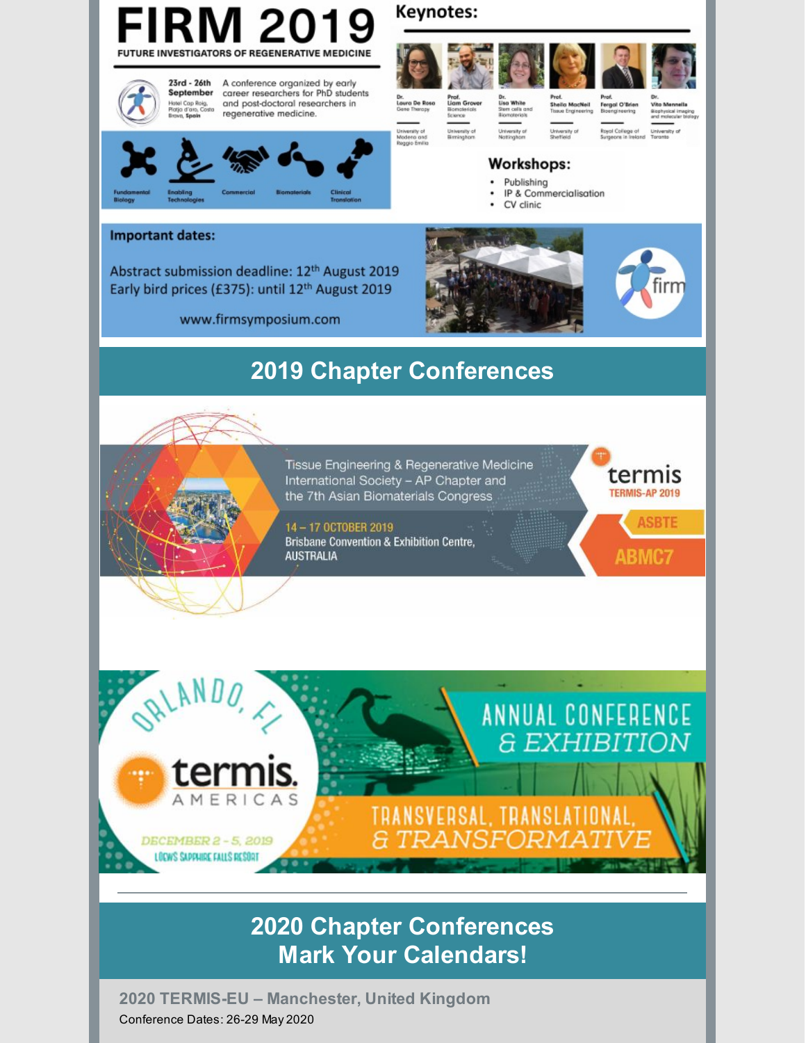# FIRM 2019

FUTURE INVESTIGATORS OF REGENERATIVE MEDICINE

**23rd - 26th September**
Hotel Cap Roig, Platja d'aro, Costa Brava, Spain

A conference organized by early career researchers for PhD students and post-doctoral researchers in regenerative medicine.

Fundamental Biology | Enabling Technologies | Commercial | Biomaterials | Clinical Translation

## Keynotes:

- Dr. Laura De Rosa, Gene Therapy – University of Modena and Reggio Emilia
- Prof. Liam Grover, Biomaterials Science – University of Birmingham
- Dr. Lisa White, Stem cells and Biomaterials – University of Nottingham
- Prof. Sheila MacNeil, Tissue Engineering – University of Sheffield
- Prof. Fergal O'Brien, Bioengineering – Royal College of Surgeons in Ireland
- Dr. Vito Mennella, Biophysical imaging and molecular biology – University of Toronto

## Workshops:

- Publishing
- IP & Commercialisation
- CV clinic

**Important dates:**

Abstract submission deadline: 12th August 2019
Early bird prices (£375): until 12th August 2019

www.firmsymposium.com

# 2019 Chapter Conferences

Tissue Engineering & Regenerative Medicine International Society – AP Chapter and the 7th Asian Biomaterials Congress

14 – 17 OCTOBER 2019
Brisbane Convention & Exhibition Centre, AUSTRALIA

termis TERMIS-AP 2019 | ASBTE | ABMC7

ORLANDO, FL
termis. AMERICAS
DECEMBER 2 - 5, 2019
LOEWS SAPPHIRE FALLS RESORT

ANNUAL CONFERENCE & EXHIBITION
TRANSVERSAL, TRANSLATIONAL, & TRANSFORMATIVE

# 2020 Chapter Conferences Mark Your Calendars!

**2020 TERMIS-EU – Manchester, United Kingdom**
Conference Dates: 26-29 May 2020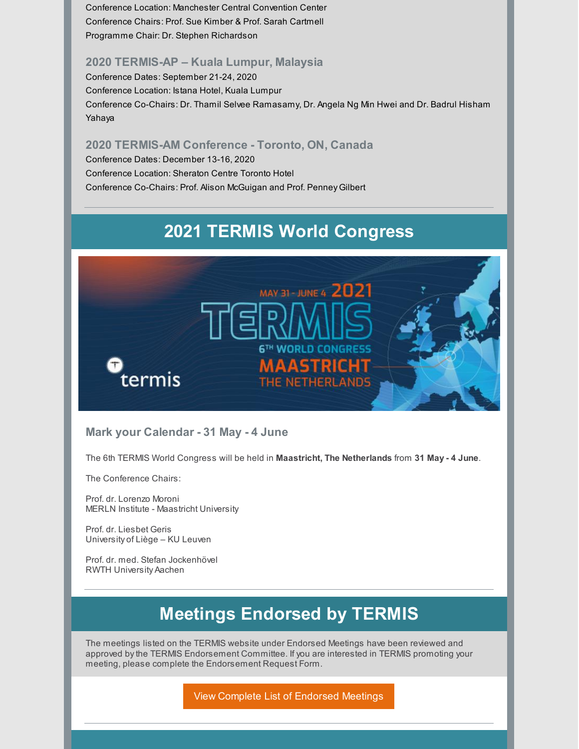Conference Location: Manchester Central Convention Center
Conference Chairs: Prof. Sue Kimber & Prof. Sarah Cartmell
Programme Chair: Dr. Stephen Richardson

### 2020 TERMIS-AP – Kuala Lumpur, Malaysia

Conference Dates: September 21-24, 2020
Conference Location: Istana Hotel, Kuala Lumpur
Conference Co-Chairs: Dr. Thamil Selvee Ramasamy, Dr. Angela Ng Min Hwei and Dr. Badrul Hisham Yahaya

### 2020 TERMIS-AM Conference - Toronto, ON, Canada

Conference Dates: December 13-16, 2020
Conference Location: Sheraton Centre Toronto Hotel
Conference Co-Chairs: Prof. Alison McGuigan and Prof. Penney Gilbert

---

## 2021 TERMIS World Congress

### Mark your Calendar - 31 May - 4 June

The 6th TERMIS World Congress will be held in **Maastricht, The Netherlands** from **31 May - 4 June**.

The Conference Chairs:

Prof. dr. Lorenzo Moroni
MERLN Institute - Maastricht University

Prof. dr. Liesbet Geris
University of Liège – KU Leuven

Prof. dr. med. Stefan Jockenhövel
RWTH University Aachen

---

## Meetings Endorsed by TERMIS

The meetings listed on the TERMIS website under Endorsed Meetings have been reviewed and approved by the TERMIS Endorsement Committee. If you are interested in TERMIS promoting your meeting, please complete the Endorsement Request Form.

View Complete List of Endorsed Meetings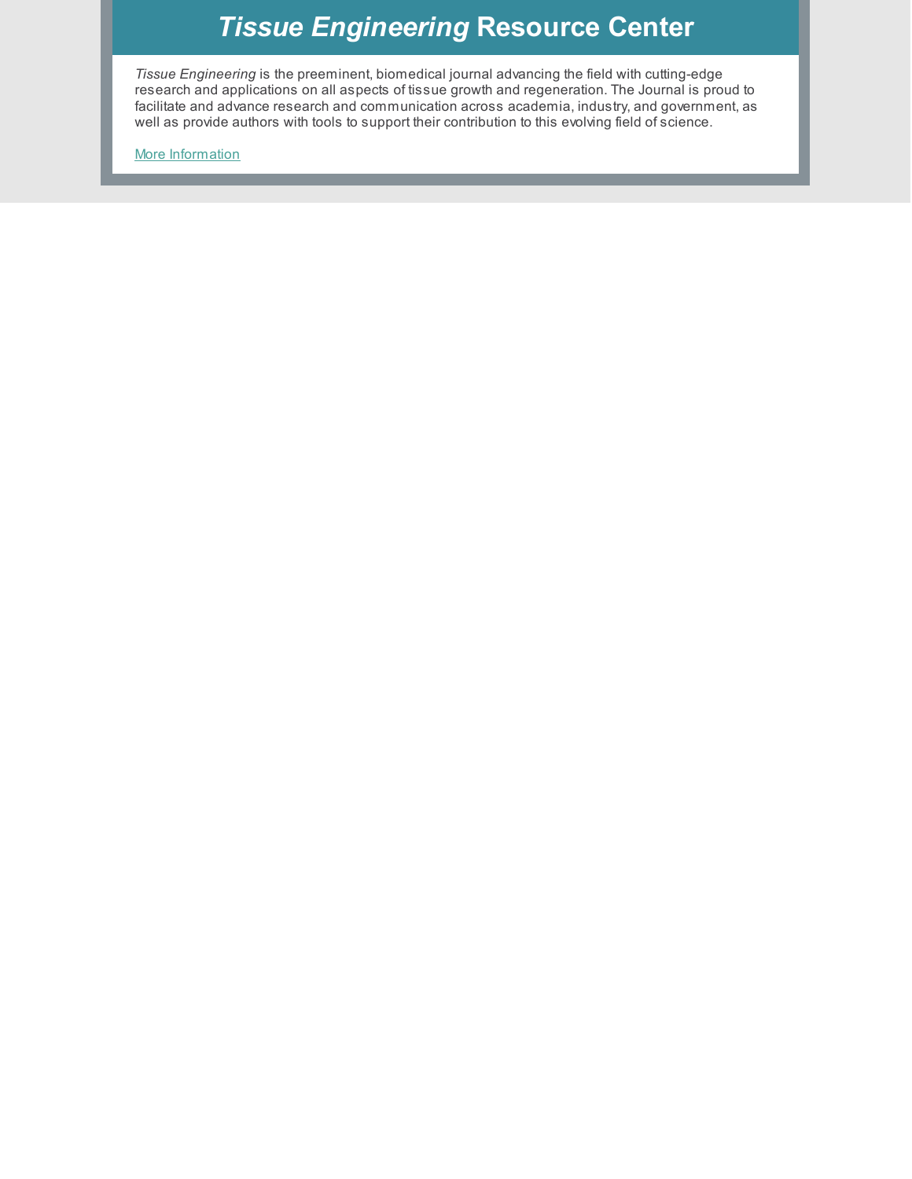# *Tissue Engineering* Resource Center

*Tissue Engineering* is the preeminent, biomedical journal advancing the field with cutting-edge research and applications on all aspects of tissue growth and regeneration. The Journal is proud to facilitate and advance research and communication across academia, industry, and government, as well as provide authors with tools to support their contribution to this evolving field of science.

More Information